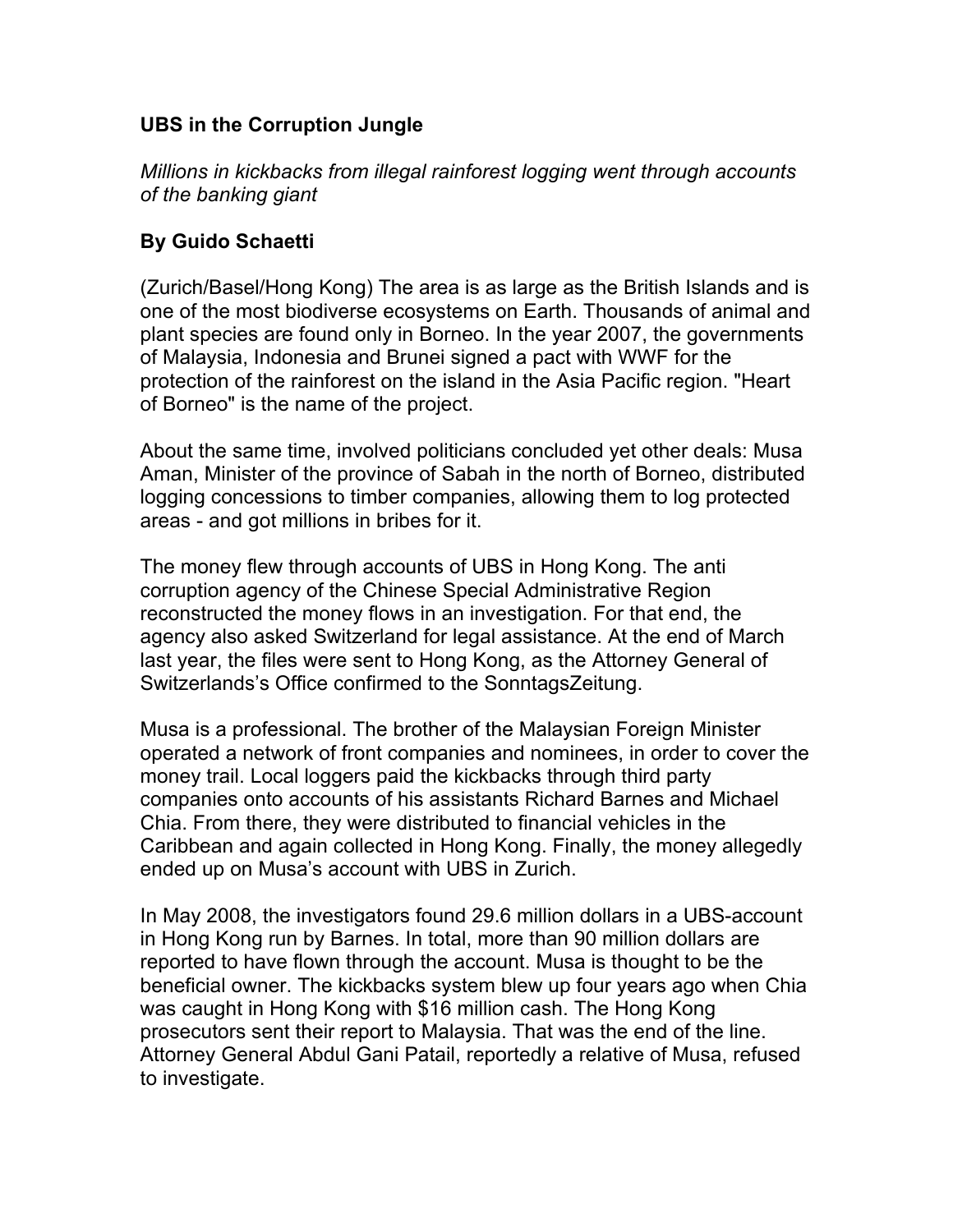# UBS in the Corruption Jungle

*Millions in kickbacks from illegal rainforest logging went through accounts of the banking giant*

**By Guido Schaetti**

(Zurich/Basel/Hong Kong) The area is as large as the British Islands and is one of the most biodiverse ecosystems on Earth. Thousands of animal and plant species are found only in Borneo. In the year 2007, the governments of Malaysia, Indonesia and Brunei signed a pact with WWF for the protection of the rainforest on the island in the Asia Pacific region. "Heart of Borneo" is the name of the project.

About the same time, involved politicians concluded yet other deals: Musa Aman, Minister of the province of Sabah in the north of Borneo, distributed logging concessions to timber companies, allowing them to log protected areas - and got millions in bribes for it.

The money flew through accounts of UBS in Hong Kong. The anti corruption agency of the Chinese Special Administrative Region reconstructed the money flows in an investigation. For that end, the agency also asked Switzerland for legal assistance. At the end of March last year, the files were sent to Hong Kong, as the Attorney General of Switzerlands's Office confirmed to the SonntagsZeitung.

Musa is a professional. The brother of the Malaysian Foreign Minister operated a network of front companies and nominees, in order to cover the money trail. Local loggers paid the kickbacks through third party companies onto accounts of his assistants Richard Barnes and Michael Chia. From there, they were distributed to financial vehicles in the Caribbean and again collected in Hong Kong. Finally, the money allegedly ended up on Musa's account with UBS in Zurich.

In May 2008, the investigators found 29.6 million dollars in a UBS-account in Hong Kong run by Barnes. In total, more than 90 million dollars are reported to have flown through the account. Musa is thought to be the beneficial owner. The kickbacks system blew up four years ago when Chia was caught in Hong Kong with $16 million cash. The Hong Kong prosecutors sent their report to Malaysia. That was the end of the line. Attorney General Abdul Gani Patail, reportedly a relative of Musa, refused to investigate.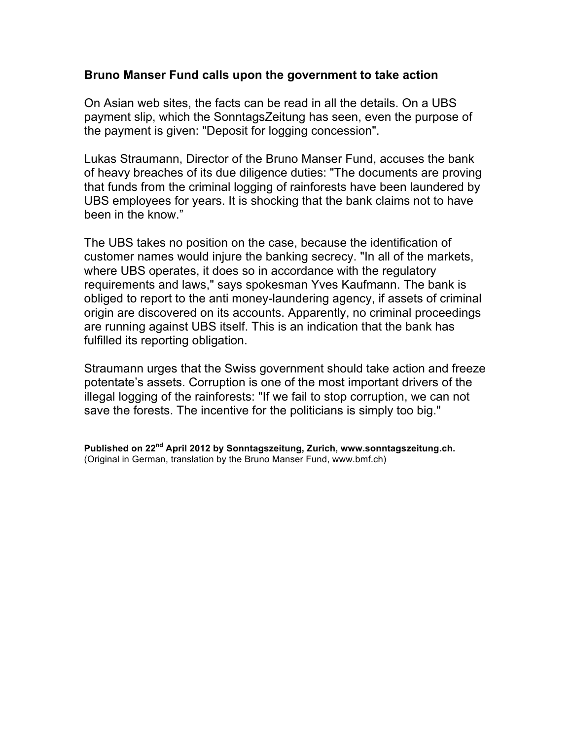**Bruno Manser Fund calls upon the government to take action**

On Asian web sites, the facts can be read in all the details. On a UBS payment slip, which the SonntagsZeitung has seen, even the purpose of the payment is given: "Deposit for logging concession".

Lukas Straumann, Director of the Bruno Manser Fund, accuses the bank of heavy breaches of its due diligence duties: "The documents are proving that funds from the criminal logging of rainforests have been laundered by UBS employees for years. It is shocking that the bank claims not to have been in the know."

The UBS takes no position on the case, because the identification of customer names would injure the banking secrecy. "In all of the markets, where UBS operates, it does so in accordance with the regulatory requirements and laws," says spokesman Yves Kaufmann. The bank is obliged to report to the anti money-laundering agency, if assets of criminal origin are discovered on its accounts. Apparently, no criminal proceedings are running against UBS itself. This is an indication that the bank has fulfilled its reporting obligation.

Straumann urges that the Swiss government should take action and freeze potentate's assets. Corruption is one of the most important drivers of the illegal logging of the rainforests: "If we fail to stop corruption, we can not save the forests. The incentive for the politicians is simply too big."

**Published on 22nd April 2012 by Sonntagszeitung, Zurich, www.sonntagszeitung.ch.**
(Original in German, translation by the Bruno Manser Fund, www.bmf.ch)